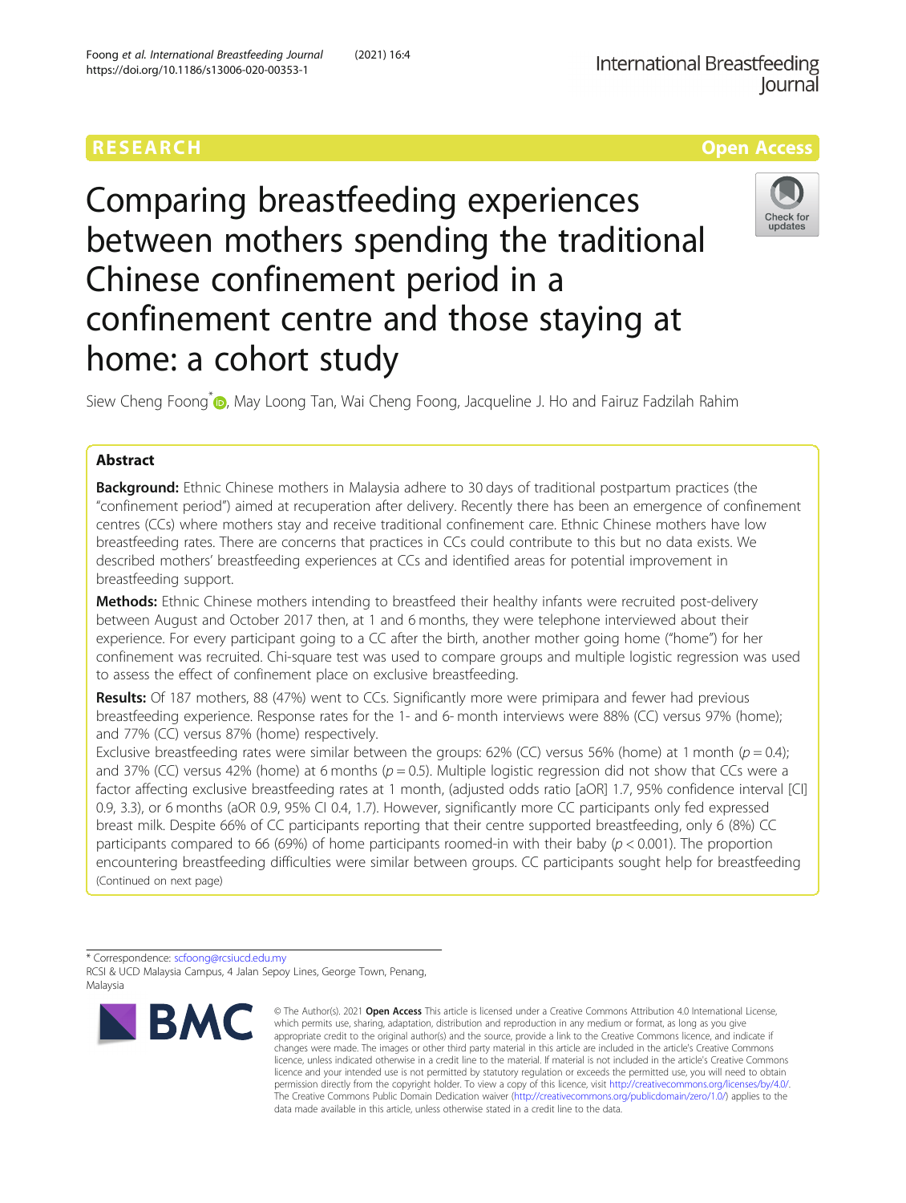RESEARCH

Open Access

# Comparing breastfeeding experiences between mothers spending the traditional Chinese confinement period in a confinement centre and those staying at home: a cohort study

Siew Cheng Foong*, May Loong Tan, Wai Cheng Foong, Jacqueline J. Ho and Fairuz Fadzilah Rahim

## Abstract

**Background:** Ethnic Chinese mothers in Malaysia adhere to 30 days of traditional postpartum practices (the "confinement period") aimed at recuperation after delivery. Recently there has been an emergence of confinement centres (CCs) where mothers stay and receive traditional confinement care. Ethnic Chinese mothers have low breastfeeding rates. There are concerns that practices in CCs could contribute to this but no data exists. We described mothers' breastfeeding experiences at CCs and identified areas for potential improvement in breastfeeding support.

**Methods:** Ethnic Chinese mothers intending to breastfeed their healthy infants were recruited post-delivery between August and October 2017 then, at 1 and 6 months, they were telephone interviewed about their experience. For every participant going to a CC after the birth, another mother going home ("home") for her confinement was recruited. Chi-square test was used to compare groups and multiple logistic regression was used to assess the effect of confinement place on exclusive breastfeeding.

**Results:** Of 187 mothers, 88 (47%) went to CCs. Significantly more were primipara and fewer had previous breastfeeding experience. Response rates for the 1- and 6- month interviews were 88% (CC) versus 97% (home); and 77% (CC) versus 87% (home) respectively.

Exclusive breastfeeding rates were similar between the groups: 62% (CC) versus 56% (home) at 1 month ($p = 0.4$); and 37% (CC) versus 42% (home) at 6 months ($p = 0.5$). Multiple logistic regression did not show that CCs were a factor affecting exclusive breastfeeding rates at 1 month, (adjusted odds ratio [aOR] 1.7, 95% confidence interval [CI] 0.9, 3.3), or 6 months (aOR 0.9, 95% CI 0.4, 1.7). However, significantly more CC participants only fed expressed breast milk. Despite 66% of CC participants reporting that their centre supported breastfeeding, only 6 (8%) CC participants compared to 66 (69%) of home participants roomed-in with their baby ($p < 0.001$). The proportion encountering breastfeeding difficulties were similar between groups. CC participants sought help for breastfeeding

(Continued on next page)

* Correspondence: scfoong@rcsiucd.edu.my
RCSI & UCD Malaysia Campus, 4 Jalan Sepoy Lines, George Town, Penang, Malaysia

© The Author(s). 2021 **Open Access** This article is licensed under a Creative Commons Attribution 4.0 International License, which permits use, sharing, adaptation, distribution and reproduction in any medium or format, as long as you give appropriate credit to the original author(s) and the source, provide a link to the Creative Commons licence, and indicate if changes were made. The images or other third party material in this article are included in the article's Creative Commons licence, unless indicated otherwise in a credit line to the material. If material is not included in the article's Creative Commons licence and your intended use is not permitted by statutory regulation or exceeds the permitted use, you will need to obtain permission directly from the copyright holder. To view a copy of this licence, visit http://creativecommons.org/licenses/by/4.0/. The Creative Commons Public Domain Dedication waiver (http://creativecommons.org/publicdomain/zero/1.0/) applies to the data made available in this article, unless otherwise stated in a credit line to the data.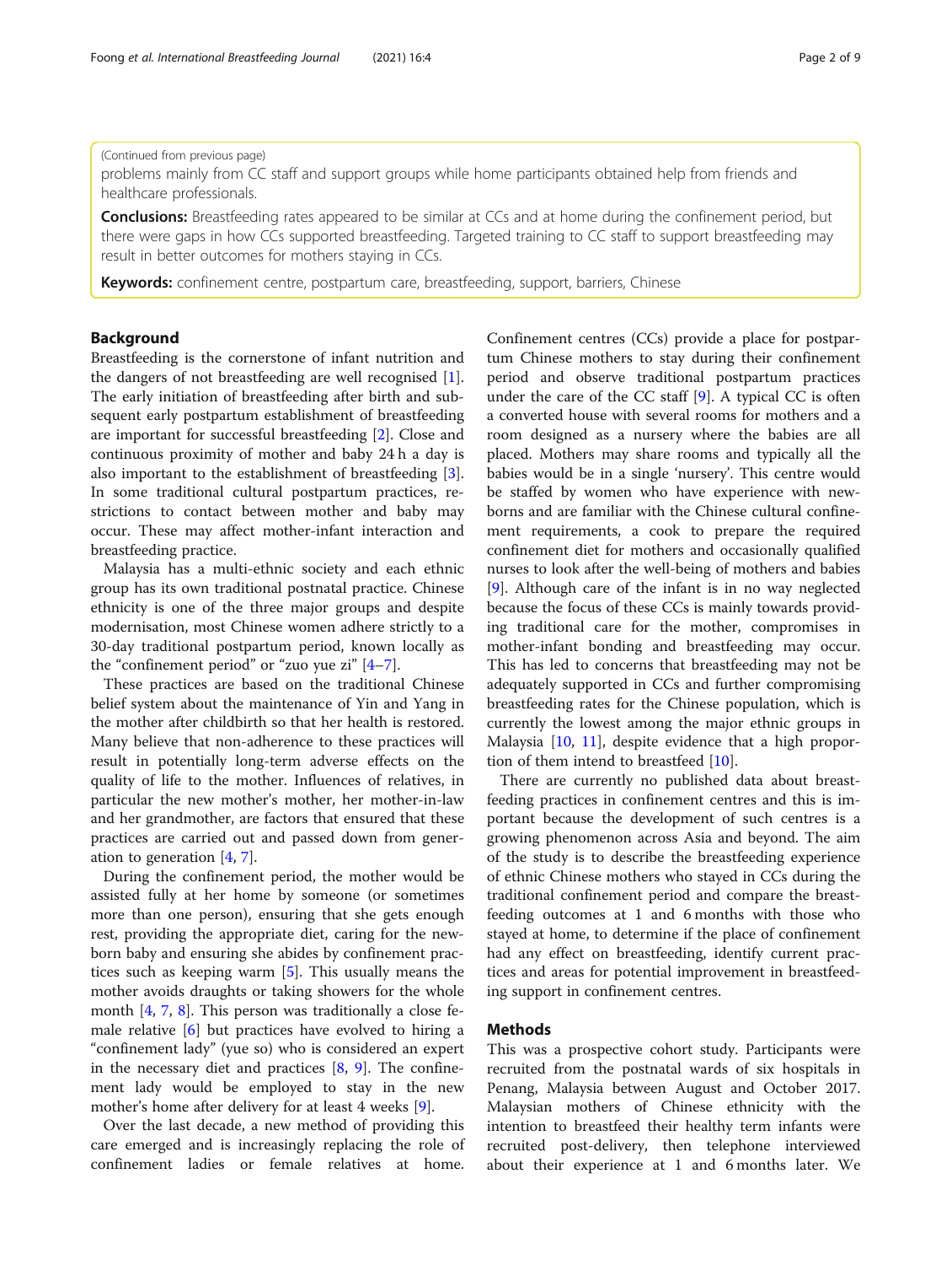(Continued from previous page)

problems mainly from CC staff and support groups while home participants obtained help from friends and healthcare professionals.

**Conclusions:** Breastfeeding rates appeared to be similar at CCs and at home during the confinement period, but there were gaps in how CCs supported breastfeeding. Targeted training to CC staff to support breastfeeding may result in better outcomes for mothers staying in CCs.

**Keywords:** confinement centre, postpartum care, breastfeeding, support, barriers, Chinese

## Background

Breastfeeding is the cornerstone of infant nutrition and the dangers of not breastfeeding are well recognised [1]. The early initiation of breastfeeding after birth and subsequent early postpartum establishment of breastfeeding are important for successful breastfeeding [2]. Close and continuous proximity of mother and baby 24 h a day is also important to the establishment of breastfeeding [3]. In some traditional cultural postpartum practices, restrictions to contact between mother and baby may occur. These may affect mother-infant interaction and breastfeeding practice.

Malaysia has a multi-ethnic society and each ethnic group has its own traditional postnatal practice. Chinese ethnicity is one of the three major groups and despite modernisation, most Chinese women adhere strictly to a 30-day traditional postpartum period, known locally as the "confinement period" or "zuo yue zi" [4–7].

These practices are based on the traditional Chinese belief system about the maintenance of Yin and Yang in the mother after childbirth so that her health is restored. Many believe that non-adherence to these practices will result in potentially long-term adverse effects on the quality of life to the mother. Influences of relatives, in particular the new mother's mother, her mother-in-law and her grandmother, are factors that ensured that these practices are carried out and passed down from generation to generation [4, 7].

During the confinement period, the mother would be assisted fully at her home by someone (or sometimes more than one person), ensuring that she gets enough rest, providing the appropriate diet, caring for the newborn baby and ensuring she abides by confinement practices such as keeping warm [5]. This usually means the mother avoids draughts or taking showers for the whole month [4, 7, 8]. This person was traditionally a close female relative [6] but practices have evolved to hiring a "confinement lady" (yue so) who is considered an expert in the necessary diet and practices [8, 9]. The confinement lady would be employed to stay in the new mother's home after delivery for at least 4 weeks [9].

Over the last decade, a new method of providing this care emerged and is increasingly replacing the role of confinement ladies or female relatives at home. Confinement centres (CCs) provide a place for postpartum Chinese mothers to stay during their confinement period and observe traditional postpartum practices under the care of the CC staff [9]. A typical CC is often a converted house with several rooms for mothers and a room designed as a nursery where the babies are all placed. Mothers may share rooms and typically all the babies would be in a single 'nursery'. This centre would be staffed by women who have experience with newborns and are familiar with the Chinese cultural confinement requirements, a cook to prepare the required confinement diet for mothers and occasionally qualified nurses to look after the well-being of mothers and babies [9]. Although care of the infant is in no way neglected because the focus of these CCs is mainly towards providing traditional care for the mother, compromises in mother-infant bonding and breastfeeding may occur. This has led to concerns that breastfeeding may not be adequately supported in CCs and further compromising breastfeeding rates for the Chinese population, which is currently the lowest among the major ethnic groups in Malaysia [10, 11], despite evidence that a high proportion of them intend to breastfeed [10].

There are currently no published data about breastfeeding practices in confinement centres and this is important because the development of such centres is a growing phenomenon across Asia and beyond. The aim of the study is to describe the breastfeeding experience of ethnic Chinese mothers who stayed in CCs during the traditional confinement period and compare the breastfeeding outcomes at 1 and 6 months with those who stayed at home, to determine if the place of confinement had any effect on breastfeeding, identify current practices and areas for potential improvement in breastfeeding support in confinement centres.

## Methods

This was a prospective cohort study. Participants were recruited from the postnatal wards of six hospitals in Penang, Malaysia between August and October 2017. Malaysian mothers of Chinese ethnicity with the intention to breastfeed their healthy term infants were recruited post-delivery, then telephone interviewed about their experience at 1 and 6 months later. We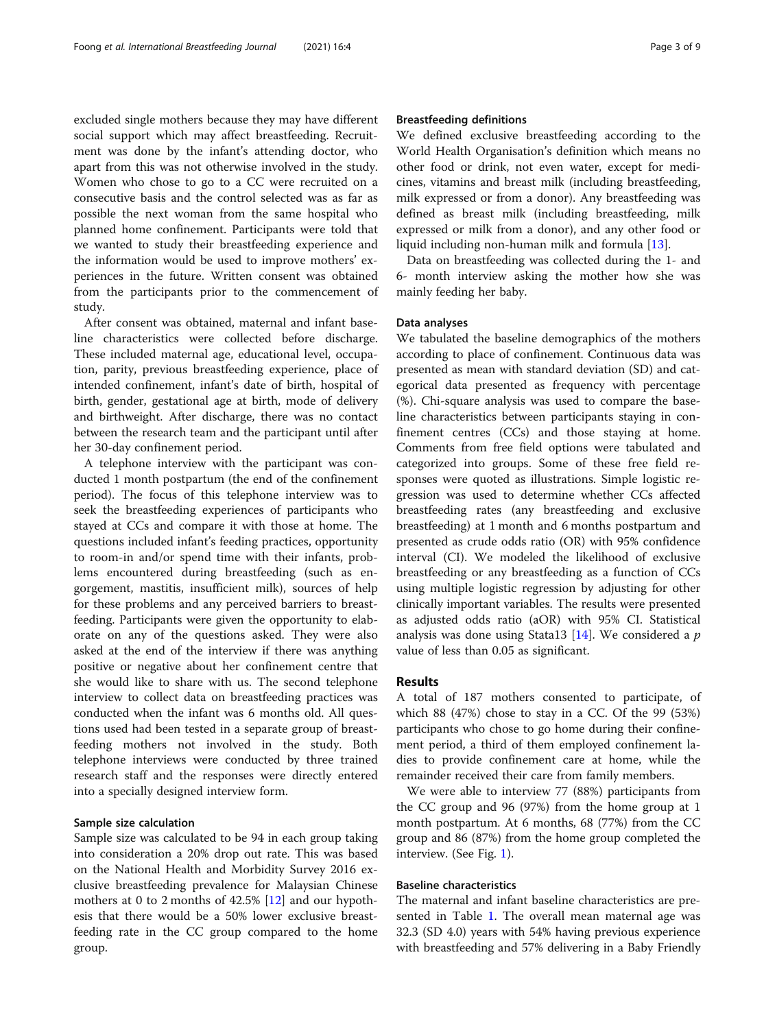excluded single mothers because they may have different social support which may affect breastfeeding. Recruitment was done by the infant's attending doctor, who apart from this was not otherwise involved in the study. Women who chose to go to a CC were recruited on a consecutive basis and the control selected was as far as possible the next woman from the same hospital who planned home confinement. Participants were told that we wanted to study their breastfeeding experience and the information would be used to improve mothers' experiences in the future. Written consent was obtained from the participants prior to the commencement of study.

After consent was obtained, maternal and infant baseline characteristics were collected before discharge. These included maternal age, educational level, occupation, parity, previous breastfeeding experience, place of intended confinement, infant's date of birth, hospital of birth, gender, gestational age at birth, mode of delivery and birthweight. After discharge, there was no contact between the research team and the participant until after her 30-day confinement period.

A telephone interview with the participant was conducted 1 month postpartum (the end of the confinement period). The focus of this telephone interview was to seek the breastfeeding experiences of participants who stayed at CCs and compare it with those at home. The questions included infant's feeding practices, opportunity to room-in and/or spend time with their infants, problems encountered during breastfeeding (such as engorgement, mastitis, insufficient milk), sources of help for these problems and any perceived barriers to breastfeeding. Participants were given the opportunity to elaborate on any of the questions asked. They were also asked at the end of the interview if there was anything positive or negative about her confinement centre that she would like to share with us. The second telephone interview to collect data on breastfeeding practices was conducted when the infant was 6 months old. All questions used had been tested in a separate group of breastfeeding mothers not involved in the study. Both telephone interviews were conducted by three trained research staff and the responses were directly entered into a specially designed interview form.

### Sample size calculation

Sample size was calculated to be 94 in each group taking into consideration a 20% drop out rate. This was based on the National Health and Morbidity Survey 2016 exclusive breastfeeding prevalence for Malaysian Chinese mothers at 0 to 2 months of 42.5% [12] and our hypothesis that there would be a 50% lower exclusive breastfeeding rate in the CC group compared to the home group.

### Breastfeeding definitions

We defined exclusive breastfeeding according to the World Health Organisation's definition which means no other food or drink, not even water, except for medicines, vitamins and breast milk (including breastfeeding, milk expressed or from a donor). Any breastfeeding was defined as breast milk (including breastfeeding, milk expressed or milk from a donor), and any other food or liquid including non-human milk and formula [13].

Data on breastfeeding was collected during the 1- and 6- month interview asking the mother how she was mainly feeding her baby.

### Data analyses

We tabulated the baseline demographics of the mothers according to place of confinement. Continuous data was presented as mean with standard deviation (SD) and categorical data presented as frequency with percentage (%). Chi-square analysis was used to compare the baseline characteristics between participants staying in confinement centres (CCs) and those staying at home. Comments from free field options were tabulated and categorized into groups. Some of these free field responses were quoted as illustrations. Simple logistic regression was used to determine whether CCs affected breastfeeding rates (any breastfeeding and exclusive breastfeeding) at 1 month and 6 months postpartum and presented as crude odds ratio (OR) with 95% confidence interval (CI). We modeled the likelihood of exclusive breastfeeding or any breastfeeding as a function of CCs using multiple logistic regression by adjusting for other clinically important variables. The results were presented as adjusted odds ratio (aOR) with 95% CI. Statistical analysis was done using Stata13 [14]. We considered a $p$ value of less than 0.05 as significant.

## Results

A total of 187 mothers consented to participate, of which 88 (47%) chose to stay in a CC. Of the 99 (53%) participants who chose to go home during their confinement period, a third of them employed confinement ladies to provide confinement care at home, while the remainder received their care from family members.

We were able to interview 77 (88%) participants from the CC group and 96 (97%) from the home group at 1 month postpartum. At 6 months, 68 (77%) from the CC group and 86 (87%) from the home group completed the interview. (See Fig. 1).

### Baseline characteristics

The maternal and infant baseline characteristics are presented in Table 1. The overall mean maternal age was 32.3 (SD 4.0) years with 54% having previous experience with breastfeeding and 57% delivering in a Baby Friendly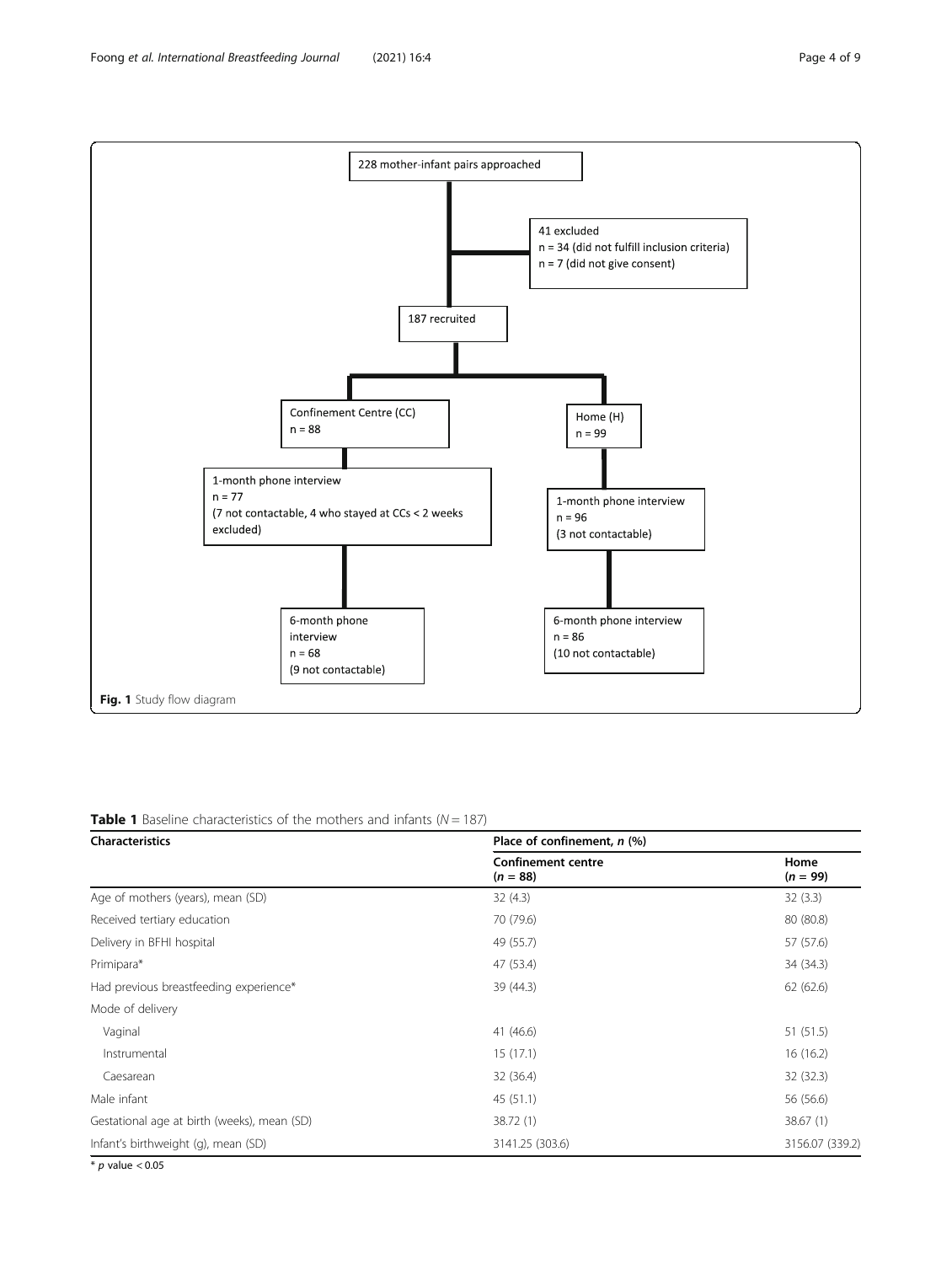228 mother-infant pairs approached

41 excluded
n = 34 (did not fulfill inclusion criteria)
n = 7 (did not give consent)

187 recruited

Confinement Centre (CC)
n = 88

Home (H)
n = 99

1-month phone interview
n = 77
(7 not contactable, 4 who stayed at CCs < 2 weeks excluded)

1-month phone interview
n = 96
(3 not contactable)

6-month phone interview
n = 68
(9 not contactable)

6-month phone interview
n = 86
(10 not contactable)

**Fig. 1** Study flow diagram

**Table 1** Baseline characteristics of the mothers and infants ($N = 187$)

| Characteristics | Place of confinement, *n* (%) | |
|---|---|---|
| | **Confinement centre ($n = 88$)** | **Home ($n = 99$)** |
| Age of mothers (years), mean (SD) | 32 (4.3) | 32 (3.3) |
| Received tertiary education | 70 (79.6) | 80 (80.8) |
| Delivery in BFHI hospital | 49 (55.7) | 57 (57.6) |
| Primipara* | 47 (53.4) | 34 (34.3) |
| Had previous breastfeeding experience* | 39 (44.3) | 62 (62.6) |
| Mode of delivery | | |
| Vaginal | 41 (46.6) | 51 (51.5) |
| Instrumental | 15 (17.1) | 16 (16.2) |
| Caesarean | 32 (36.4) | 32 (32.3) |
| Male infant | 45 (51.1) | 56 (56.6) |
| Gestational age at birth (weeks), mean (SD) | 38.72 (1) | 38.67 (1) |
| Infant's birthweight (g), mean (SD) | 3141.25 (303.6) | 3156.07 (339.2) |

\* $p$ value $< 0.05$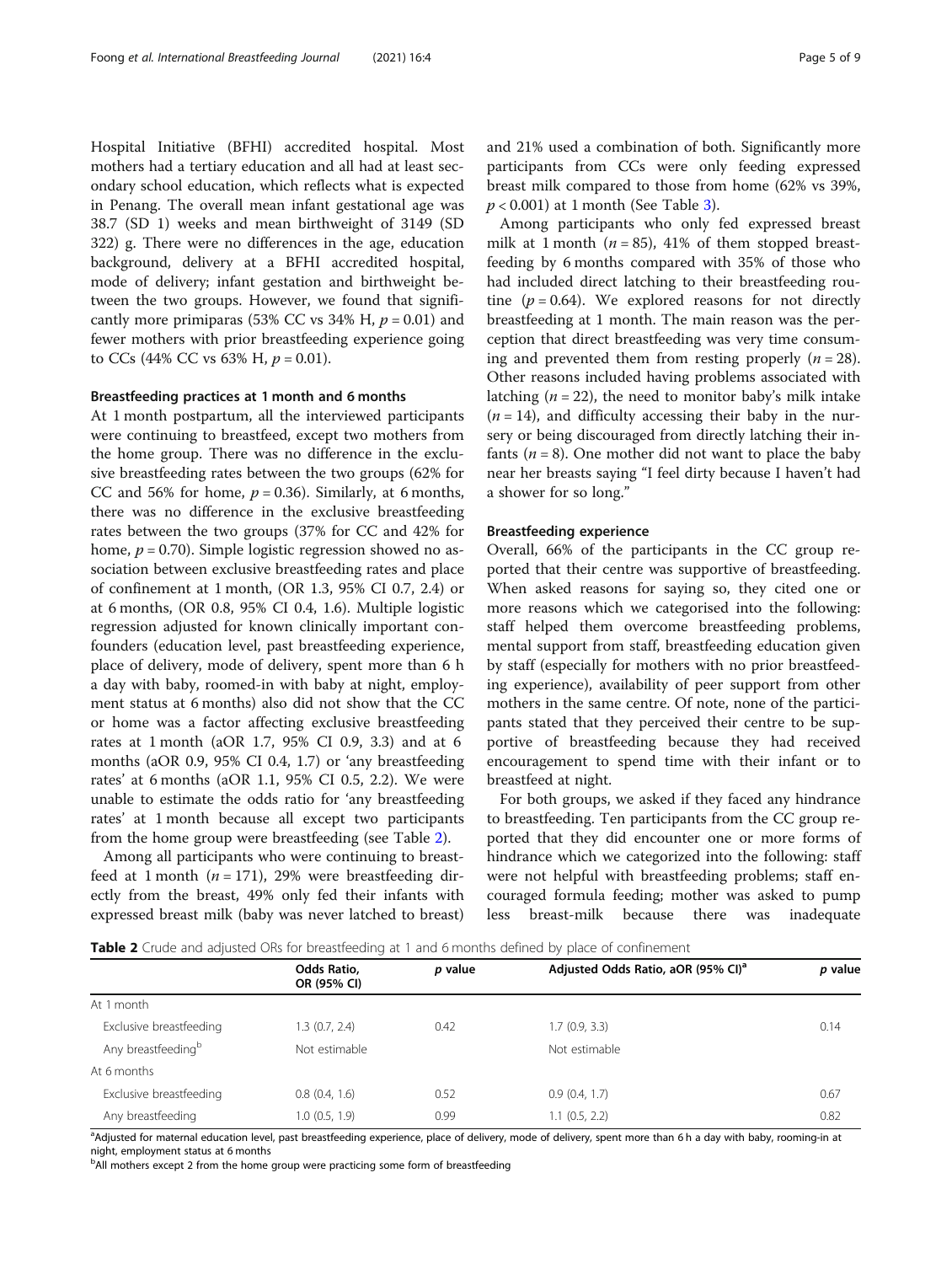Hospital Initiative (BFHI) accredited hospital. Most mothers had a tertiary education and all had at least secondary school education, which reflects what is expected in Penang. The overall mean infant gestational age was 38.7 (SD 1) weeks and mean birthweight of 3149 (SD 322) g. There were no differences in the age, education background, delivery at a BFHI accredited hospital, mode of delivery; infant gestation and birthweight between the two groups. However, we found that significantly more primiparas (53% CC vs 34% H, $p = 0.01$) and fewer mothers with prior breastfeeding experience going to CCs (44% CC vs 63% H, $p = 0.01$).

### Breastfeeding practices at 1 month and 6 months

At 1 month postpartum, all the interviewed participants were continuing to breastfeed, except two mothers from the home group. There was no difference in the exclusive breastfeeding rates between the two groups (62% for CC and 56% for home, $p = 0.36$). Similarly, at 6 months, there was no difference in the exclusive breastfeeding rates between the two groups (37% for CC and 42% for home, $p = 0.70$). Simple logistic regression showed no association between exclusive breastfeeding rates and place of confinement at 1 month, (OR 1.3, 95% CI 0.7, 2.4) or at 6 months, (OR 0.8, 95% CI 0.4, 1.6). Multiple logistic regression adjusted for known clinically important confounders (education level, past breastfeeding experience, place of delivery, mode of delivery, spent more than 6 h a day with baby, roomed-in with baby at night, employment status at 6 months) also did not show that the CC or home was a factor affecting exclusive breastfeeding rates at 1 month (aOR 1.7, 95% CI 0.9, 3.3) and at 6 months (aOR 0.9, 95% CI 0.4, 1.7) or 'any breastfeeding rates' at 6 months (aOR 1.1, 95% CI 0.5, 2.2). We were unable to estimate the odds ratio for 'any breastfeeding rates' at 1 month because all except two participants from the home group were breastfeeding (see Table 2).

Among all participants who were continuing to breastfeed at 1 month ($n = 171$), 29% were breastfeeding directly from the breast, 49% only fed their infants with expressed breast milk (baby was never latched to breast) and 21% used a combination of both. Significantly more participants from CCs were only feeding expressed breast milk compared to those from home (62% vs 39%, $p < 0.001$) at 1 month (See Table 3).

Among participants who only fed expressed breast milk at 1 month ($n = 85$), 41% of them stopped breastfeeding by 6 months compared with 35% of those who had included direct latching to their breastfeeding routine ($p = 0.64$). We explored reasons for not directly breastfeeding at 1 month. The main reason was the perception that direct breastfeeding was very time consuming and prevented them from resting properly ($n = 28$). Other reasons included having problems associated with latching ($n = 22$), the need to monitor baby's milk intake ($n = 14$), and difficulty accessing their baby in the nursery or being discouraged from directly latching their infants ($n = 8$). One mother did not want to place the baby near her breasts saying "I feel dirty because I haven't had a shower for so long."

### Breastfeeding experience

Overall, 66% of the participants in the CC group reported that their centre was supportive of breastfeeding. When asked reasons for saying so, they cited one or more reasons which we categorised into the following: staff helped them overcome breastfeeding problems, mental support from staff, breastfeeding education given by staff (especially for mothers with no prior breastfeeding experience), availability of peer support from other mothers in the same centre. Of note, none of the participants stated that they perceived their centre to be supportive of breastfeeding because they had received encouragement to spend time with their infant or to breastfeed at night.

For both groups, we asked if they faced any hindrance to breastfeeding. Ten participants from the CC group reported that they did encounter one or more forms of hindrance which we categorized into the following: staff were not helpful with breastfeeding problems; staff encouraged formula feeding; mother was asked to pump less breast-milk because there was inadequate

**Table 2** Crude and adjusted ORs for breastfeeding at 1 and 6 months defined by place of confinement

| | Odds Ratio, OR (95% CI) | *p* value | Adjusted Odds Ratio, aOR (95% CI)[a] | *p* value |
|---|---|---|---|---|
| At 1 month | | | | |
| Exclusive breastfeeding | 1.3 (0.7, 2.4) | 0.42 | 1.7 (0.9, 3.3) | 0.14 |
| Any breastfeeding[b] | Not estimable | | Not estimable | |
| At 6 months | | | | |
| Exclusive breastfeeding | 0.8 (0.4, 1.6) | 0.52 | 0.9 (0.4, 1.7) | 0.67 |
| Any breastfeeding | 1.0 (0.5, 1.9) | 0.99 | 1.1 (0.5, 2.2) | 0.82 |

[a]Adjusted for maternal education level, past breastfeeding experience, place of delivery, mode of delivery, spent more than 6 h a day with baby, rooming-in at night, employment status at 6 months

[b]All mothers except 2 from the home group were practicing some form of breastfeeding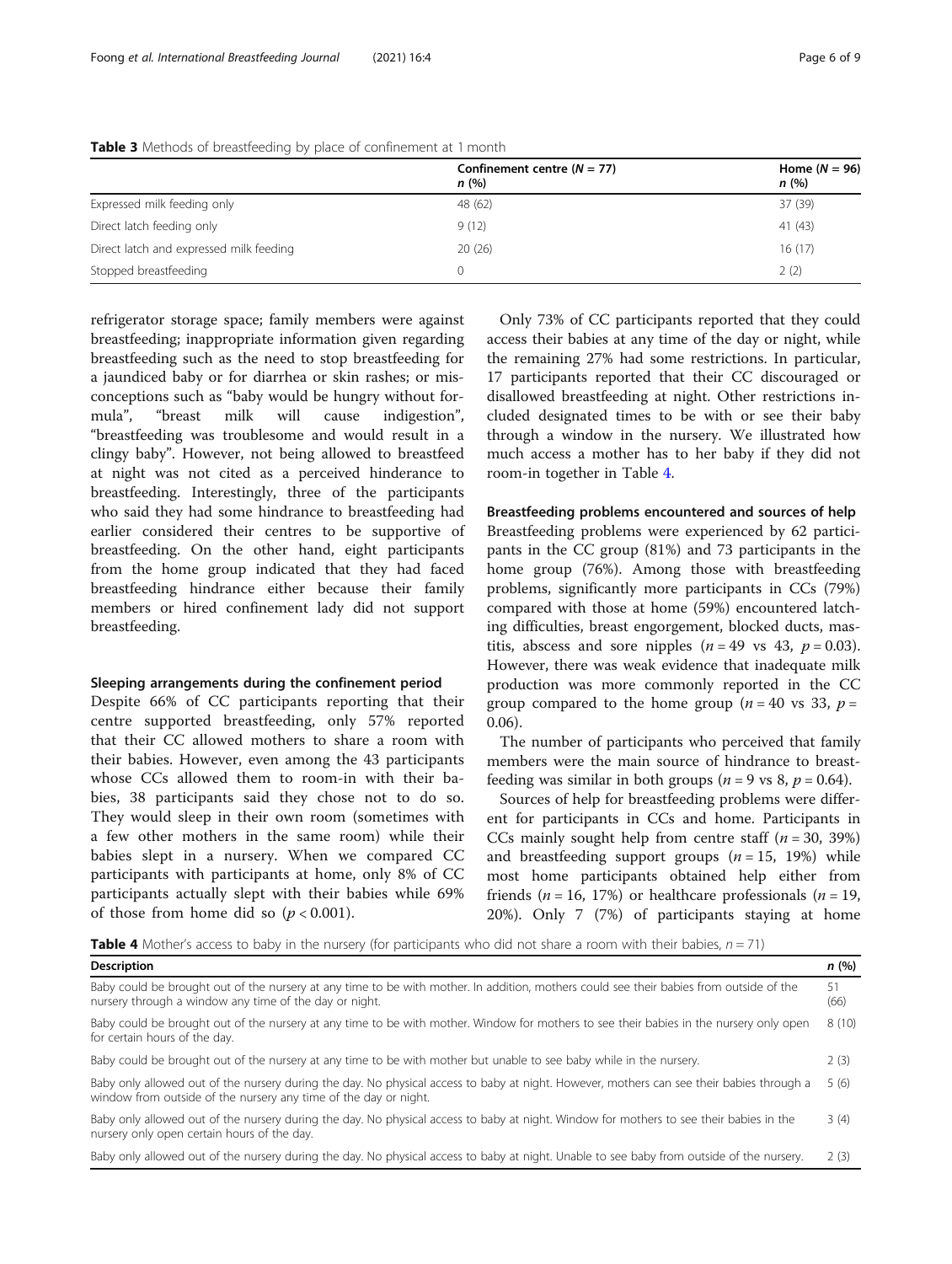**Table 3** Methods of breastfeeding by place of confinement at 1 month

| | Confinement centre ($N = 77$) *n* (%) | Home ($N = 96$) *n* (%) |
|---|---|---|
| Expressed milk feeding only | 48 (62) | 37 (39) |
| Direct latch feeding only | 9 (12) | 41 (43) |
| Direct latch and expressed milk feeding | 20 (26) | 16 (17) |
| Stopped breastfeeding | 0 | 2 (2) |

refrigerator storage space; family members were against breastfeeding; inappropriate information given regarding breastfeeding such as the need to stop breastfeeding for a jaundiced baby or for diarrhea or skin rashes; or misconceptions such as "baby would be hungry without formula", "breast milk will cause indigestion", "breastfeeding was troublesome and would result in a clingy baby". However, not being allowed to breastfeed at night was not cited as a perceived hinderance to breastfeeding. Interestingly, three of the participants who said they had some hindrance to breastfeeding had earlier considered their centres to be supportive of breastfeeding. On the other hand, eight participants from the home group indicated that they had faced breastfeeding hindrance either because their family members or hired confinement lady did not support breastfeeding.

### Sleeping arrangements during the confinement period

Despite 66% of CC participants reporting that their centre supported breastfeeding, only 57% reported that their CC allowed mothers to share a room with their babies. However, even among the 43 participants whose CCs allowed them to room-in with their babies, 38 participants said they chose not to do so. They would sleep in their own room (sometimes with a few other mothers in the same room) while their babies slept in a nursery. When we compared CC participants with participants at home, only 8% of CC participants actually slept with their babies while 69% of those from home did so ($p < 0.001$).

Only 73% of CC participants reported that they could access their babies at any time of the day or night, while the remaining 27% had some restrictions. In particular, 17 participants reported that their CC discouraged or disallowed breastfeeding at night. Other restrictions included designated times to be with or see their baby through a window in the nursery. We illustrated how much access a mother has to her baby if they did not room-in together in Table 4.

### Breastfeeding problems encountered and sources of help

Breastfeeding problems were experienced by 62 participants in the CC group (81%) and 73 participants in the home group (76%). Among those with breastfeeding problems, significantly more participants in CCs (79%) compared with those at home (59%) encountered latching difficulties, breast engorgement, blocked ducts, mastitis, abscess and sore nipples ($n = 49$ vs 43, $p = 0.03$). However, there was weak evidence that inadequate milk production was more commonly reported in the CC group compared to the home group ($n = 40$ vs 33, $p = 0.06$).

The number of participants who perceived that family members were the main source of hindrance to breastfeeding was similar in both groups ($n = 9$ vs 8, $p = 0.64$).

Sources of help for breastfeeding problems were different for participants in CCs and home. Participants in CCs mainly sought help from centre staff ($n = 30$, 39%) and breastfeeding support groups ($n = 15$, 19%) while most home participants obtained help either from friends ($n = 16$, 17%) or healthcare professionals ($n = 19$, 20%). Only 7 (7%) of participants staying at home

**Table 4** Mother's access to baby in the nursery (for participants who did not share a room with their babies, $n = 71$)

| Description | *n* (%) |
|---|---|
| Baby could be brought out of the nursery at any time to be with mother. In addition, mothers could see their babies from outside of the nursery through a window any time of the day or night. | 51 (66) |
| Baby could be brought out of the nursery at any time to be with mother. Window for mothers to see their babies in the nursery only open for certain hours of the day. | 8 (10) |
| Baby could be brought out of the nursery at any time to be with mother but unable to see baby while in the nursery. | 2 (3) |
| Baby only allowed out of the nursery during the day. No physical access to baby at night. However, mothers can see their babies through a window from outside of the nursery any time of the day or night. | 5 (6) |
| Baby only allowed out of the nursery during the day. No physical access to baby at night. Window for mothers to see their babies in the nursery only open certain hours of the day. | 3 (4) |
| Baby only allowed out of the nursery during the day. No physical access to baby at night. Unable to see baby from outside of the nursery. | 2 (3) |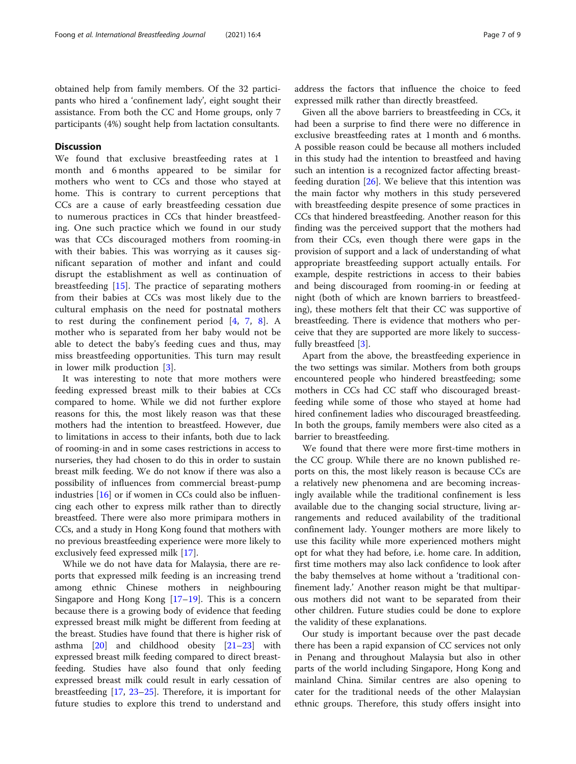obtained help from family members. Of the 32 participants who hired a 'confinement lady', eight sought their assistance. From both the CC and Home groups, only 7 participants (4%) sought help from lactation consultants.

## Discussion

We found that exclusive breastfeeding rates at 1 month and 6 months appeared to be similar for mothers who went to CCs and those who stayed at home. This is contrary to current perceptions that CCs are a cause of early breastfeeding cessation due to numerous practices in CCs that hinder breastfeeding. One such practice which we found in our study was that CCs discouraged mothers from rooming-in with their babies. This was worrying as it causes significant separation of mother and infant and could disrupt the establishment as well as continuation of breastfeeding [15]. The practice of separating mothers from their babies at CCs was most likely due to the cultural emphasis on the need for postnatal mothers to rest during the confinement period [4, 7, 8]. A mother who is separated from her baby would not be able to detect the baby's feeding cues and thus, may miss breastfeeding opportunities. This turn may result in lower milk production [3].

It was interesting to note that more mothers were feeding expressed breast milk to their babies at CCs compared to home. While we did not further explore reasons for this, the most likely reason was that these mothers had the intention to breastfeed. However, due to limitations in access to their infants, both due to lack of rooming-in and in some cases restrictions in access to nurseries, they had chosen to do this in order to sustain breast milk feeding. We do not know if there was also a possibility of influences from commercial breast-pump industries [16] or if women in CCs could also be influencing each other to express milk rather than to directly breastfeed. There were also more primipara mothers in CCs, and a study in Hong Kong found that mothers with no previous breastfeeding experience were more likely to exclusively feed expressed milk [17].

While we do not have data for Malaysia, there are reports that expressed milk feeding is an increasing trend among ethnic Chinese mothers in neighbouring Singapore and Hong Kong [17–19]. This is a concern because there is a growing body of evidence that feeding expressed breast milk might be different from feeding at the breast. Studies have found that there is higher risk of asthma [20] and childhood obesity [21–23] with expressed breast milk feeding compared to direct breastfeeding. Studies have also found that only feeding expressed breast milk could result in early cessation of breastfeeding [17, 23–25]. Therefore, it is important for future studies to explore this trend to understand and address the factors that influence the choice to feed expressed milk rather than directly breastfeed.

Given all the above barriers to breastfeeding in CCs, it had been a surprise to find there were no difference in exclusive breastfeeding rates at 1 month and 6 months. A possible reason could be because all mothers included in this study had the intention to breastfeed and having such an intention is a recognized factor affecting breastfeeding duration [26]. We believe that this intention was the main factor why mothers in this study persevered with breastfeeding despite presence of some practices in CCs that hindered breastfeeding. Another reason for this finding was the perceived support that the mothers had from their CCs, even though there were gaps in the provision of support and a lack of understanding of what appropriate breastfeeding support actually entails. For example, despite restrictions in access to their babies and being discouraged from rooming-in or feeding at night (both of which are known barriers to breastfeeding), these mothers felt that their CC was supportive of breastfeeding. There is evidence that mothers who perceive that they are supported are more likely to successfully breastfeed [3].

Apart from the above, the breastfeeding experience in the two settings was similar. Mothers from both groups encountered people who hindered breastfeeding; some mothers in CCs had CC staff who discouraged breastfeeding while some of those who stayed at home had hired confinement ladies who discouraged breastfeeding. In both the groups, family members were also cited as a barrier to breastfeeding.

We found that there were more first-time mothers in the CC group. While there are no known published reports on this, the most likely reason is because CCs are a relatively new phenomena and are becoming increasingly available while the traditional confinement is less available due to the changing social structure, living arrangements and reduced availability of the traditional confinement lady. Younger mothers are more likely to use this facility while more experienced mothers might opt for what they had before, i.e. home care. In addition, first time mothers may also lack confidence to look after the baby themselves at home without a 'traditional confinement lady.' Another reason might be that multiparous mothers did not want to be separated from their other children. Future studies could be done to explore the validity of these explanations.

Our study is important because over the past decade there has been a rapid expansion of CC services not only in Penang and throughout Malaysia but also in other parts of the world including Singapore, Hong Kong and mainland China. Similar centres are also opening to cater for the traditional needs of the other Malaysian ethnic groups. Therefore, this study offers insight into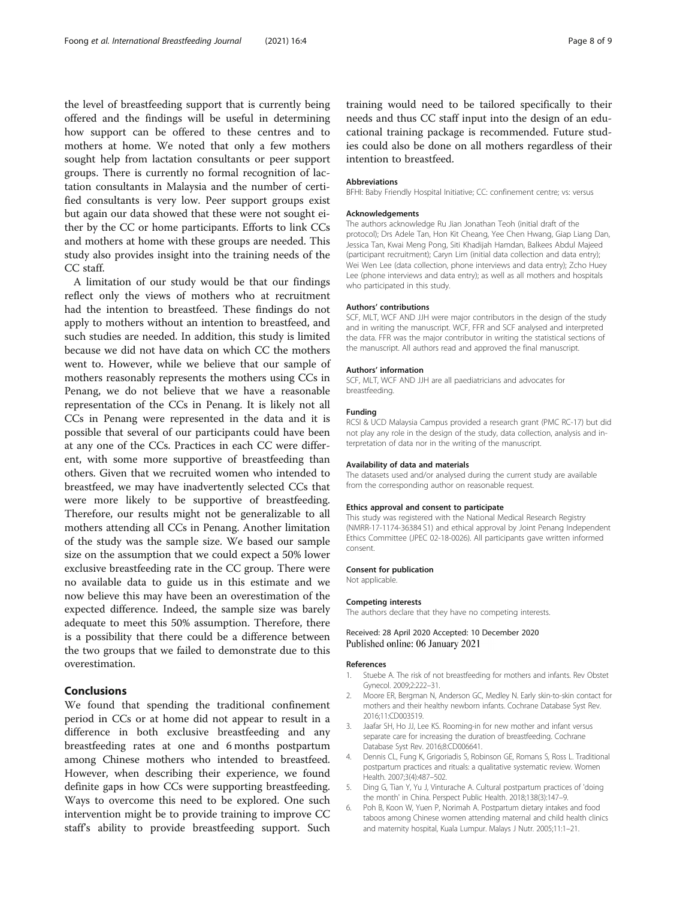the level of breastfeeding support that is currently being offered and the findings will be useful in determining how support can be offered to these centres and to mothers at home. We noted that only a few mothers sought help from lactation consultants or peer support groups. There is currently no formal recognition of lactation consultants in Malaysia and the number of certified consultants is very low. Peer support groups exist but again our data showed that these were not sought either by the CC or home participants. Efforts to link CCs and mothers at home with these groups are needed. This study also provides insight into the training needs of the CC staff.

A limitation of our study would be that our findings reflect only the views of mothers who at recruitment had the intention to breastfeed. These findings do not apply to mothers without an intention to breastfeed, and such studies are needed. In addition, this study is limited because we did not have data on which CC the mothers went to. However, while we believe that our sample of mothers reasonably represents the mothers using CCs in Penang, we do not believe that we have a reasonable representation of the CCs in Penang. It is likely not all CCs in Penang were represented in the data and it is possible that several of our participants could have been at any one of the CCs. Practices in each CC were different, with some more supportive of breastfeeding than others. Given that we recruited women who intended to breastfeed, we may have inadvertently selected CCs that were more likely to be supportive of breastfeeding. Therefore, our results might not be generalizable to all mothers attending all CCs in Penang. Another limitation of the study was the sample size. We based our sample size on the assumption that we could expect a 50% lower exclusive breastfeeding rate in the CC group. There were no available data to guide us in this estimate and we now believe this may have been an overestimation of the expected difference. Indeed, the sample size was barely adequate to meet this 50% assumption. Therefore, there is a possibility that there could be a difference between the two groups that we failed to demonstrate due to this overestimation.

## Conclusions

We found that spending the traditional confinement period in CCs or at home did not appear to result in a difference in both exclusive breastfeeding and any breastfeeding rates at one and 6 months postpartum among Chinese mothers who intended to breastfeed. However, when describing their experience, we found definite gaps in how CCs were supporting breastfeeding. Ways to overcome this need to be explored. One such intervention might be to provide training to improve CC staff's ability to provide breastfeeding support. Such training would need to be tailored specifically to their needs and thus CC staff input into the design of an educational training package is recommended. Future studies could also be done on all mothers regardless of their intention to breastfeed.

#### Abbreviations

BFHI: Baby Friendly Hospital Initiative; CC: confinement centre; vs: versus

#### Acknowledgements

The authors acknowledge Ru Jian Jonathan Teoh (initial draft of the protocol); Drs Adele Tan, Hon Kit Cheang, Yee Chen Hwang, Giap Liang Dan, Jessica Tan, Kwai Meng Pong, Siti Khadijah Hamdan, Balkees Abdul Majeed (participant recruitment); Caryn Lim (initial data collection and data entry); Wei Wen Lee (data collection, phone interviews and data entry); Zcho Huey Lee (phone interviews and data entry); as well as all mothers and hospitals who participated in this study.

#### Authors' contributions

SCF, MLT, WCF AND JJH were major contributors in the design of the study and in writing the manuscript. WCF, FFR and SCF analysed and interpreted the data. FFR was the major contributor in writing the statistical sections of the manuscript. All authors read and approved the final manuscript.

#### Authors' information

SCF, MLT, WCF AND JJH are all paediatricians and advocates for breastfeeding.

#### Funding

RCSI & UCD Malaysia Campus provided a research grant (PMC RC-17) but did not play any role in the design of the study, data collection, analysis and interpretation of data nor in the writing of the manuscript.

#### Availability of data and materials

The datasets used and/or analysed during the current study are available from the corresponding author on reasonable request.

#### Ethics approval and consent to participate

This study was registered with the National Medical Research Registry (NMRR-17-1174-36384 S1) and ethical approval by Joint Penang Independent Ethics Committee (JPEC 02-18-0026). All participants gave written informed consent.

#### Consent for publication

Not applicable.

#### Competing interests

The authors declare that they have no competing interests.

Received: 28 April 2020 Accepted: 10 December 2020
Published online: 06 January 2021

#### References

1. Stuebe A. The risk of not breastfeeding for mothers and infants. Rev Obstet Gynecol. 2009;2:222–31.
2. Moore ER, Bergman N, Anderson GC, Medley N. Early skin-to-skin contact for mothers and their healthy newborn infants. Cochrane Database Syst Rev. 2016;11:CD003519.
3. Jaafar SH, Ho JJ, Lee KS. Rooming-in for new mother and infant versus separate care for increasing the duration of breastfeeding. Cochrane Database Syst Rev. 2016;8:CD006641.
4. Dennis CL, Fung K, Grigoriadis S, Robinson GE, Romans S, Ross L. Traditional postpartum practices and rituals: a qualitative systematic review. Women Health. 2007;3(4):487–502.
5. Ding G, Tian Y, Yu J, Vinturache A. Cultural postpartum practices of 'doing the month' in China. Perspect Public Health. 2018;138(3):147–9.
6. Poh B, Koon W, Yuen P, Norimah A. Postpartum dietary intakes and food taboos among Chinese women attending maternal and child health clinics and maternity hospital, Kuala Lumpur. Malays J Nutr. 2005;11:1–21.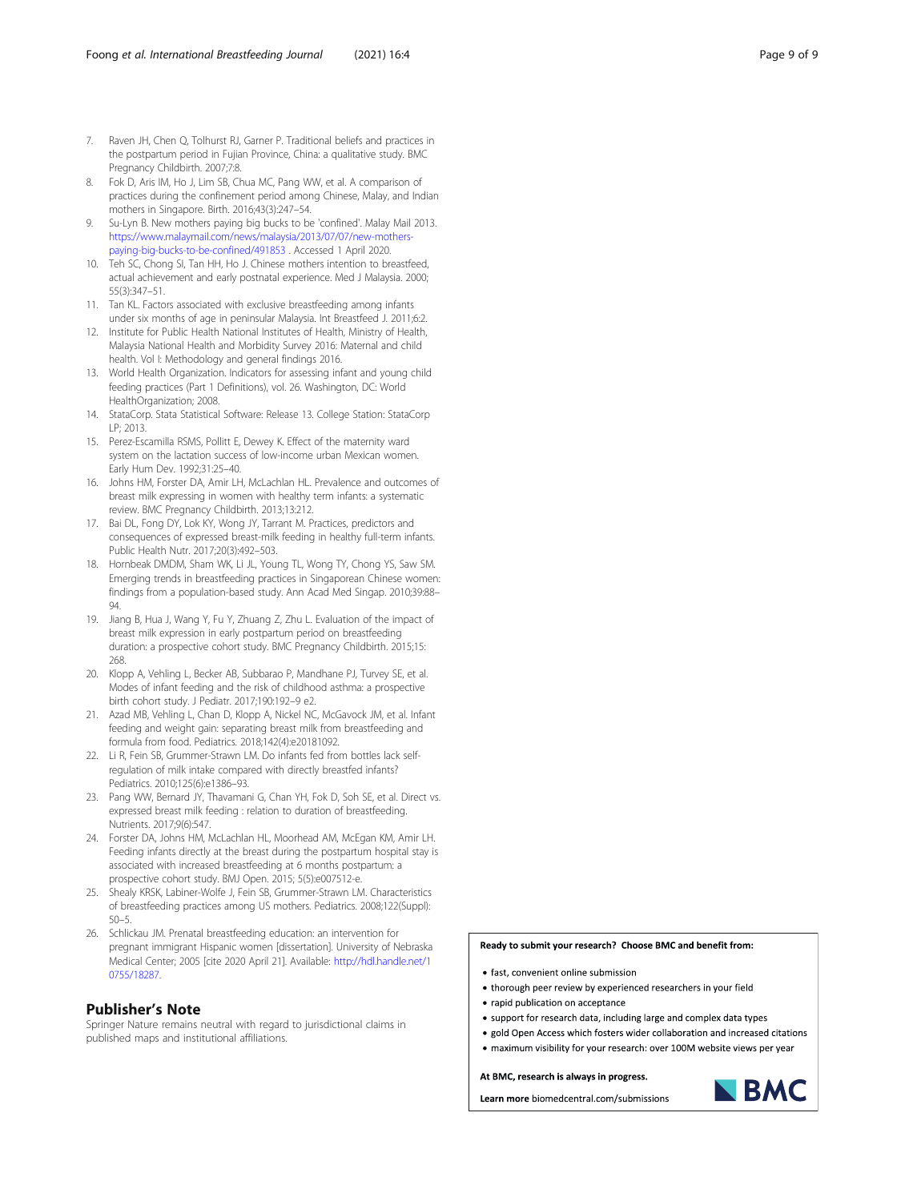7. Raven JH, Chen Q, Tolhurst RJ, Garner P. Traditional beliefs and practices in the postpartum period in Fujian Province, China: a qualitative study. BMC Pregnancy Childbirth. 2007;7:8.
8. Fok D, Aris IM, Ho J, Lim SB, Chua MC, Pang WW, et al. A comparison of practices during the confinement period among Chinese, Malay, and Indian mothers in Singapore. Birth. 2016;43(3):247–54.
9. Su-Lyn B. New mothers paying big bucks to be 'confined'. Malay Mail 2013. https://www.malaymail.com/news/malaysia/2013/07/07/new-mothers-paying-big-bucks-to-be-confined/491853 . Accessed 1 April 2020.
10. Teh SC, Chong SI, Tan HH, Ho J. Chinese mothers intention to breastfeed, actual achievement and early postnatal experience. Med J Malaysia. 2000; 55(3):347–51.
11. Tan KL. Factors associated with exclusive breastfeeding among infants under six months of age in peninsular Malaysia. Int Breastfeed J. 2011;6:2.
12. Institute for Public Health National Institutes of Health, Ministry of Health, Malaysia National Health and Morbidity Survey 2016: Maternal and child health. Vol I: Methodology and general findings 2016.
13. World Health Organization. Indicators for assessing infant and young child feeding practices (Part 1 Definitions), vol. 26. Washington, DC: World HealthOrganization; 2008.
14. StataCorp. Stata Statistical Software: Release 13. College Station: StataCorp LP; 2013.
15. Perez-Escamilla RSMS, Pollitt E, Dewey K. Effect of the maternity ward system on the lactation success of low-income urban Mexican women. Early Hum Dev. 1992;31:25–40.
16. Johns HM, Forster DA, Amir LH, McLachlan HL. Prevalence and outcomes of breast milk expressing in women with healthy term infants: a systematic review. BMC Pregnancy Childbirth. 2013;13:212.
17. Bai DL, Fong DY, Lok KY, Wong JY, Tarrant M. Practices, predictors and consequences of expressed breast-milk feeding in healthy full-term infants. Public Health Nutr. 2017;20(3):492–503.
18. Hornbeak DMDM, Sham WK, Li JL, Young TL, Wong TY, Chong YS, Saw SM. Emerging trends in breastfeeding practices in Singaporean Chinese women: findings from a population-based study. Ann Acad Med Singap. 2010;39:88–94.
19. Jiang B, Hua J, Wang Y, Fu Y, Zhuang Z, Zhu L. Evaluation of the impact of breast milk expression in early postpartum period on breastfeeding duration: a prospective cohort study. BMC Pregnancy Childbirth. 2015;15: 268.
20. Klopp A, Vehling L, Becker AB, Subbarao P, Mandhane PJ, Turvey SE, et al. Modes of infant feeding and the risk of childhood asthma: a prospective birth cohort study. J Pediatr. 2017;190:192–9 e2.
21. Azad MB, Vehling L, Chan D, Klopp A, Nickel NC, McGavock JM, et al. Infant feeding and weight gain: separating breast milk from breastfeeding and formula from food. Pediatrics. 2018;142(4):e20181092.
22. Li R, Fein SB, Grummer-Strawn LM. Do infants fed from bottles lack self-regulation of milk intake compared with directly breastfed infants? Pediatrics. 2010;125(6):e1386–93.
23. Pang WW, Bernard JY, Thavamani G, Chan YH, Fok D, Soh SE, et al. Direct vs. expressed breast milk feeding : relation to duration of breastfeeding. Nutrients. 2017;9(6):547.
24. Forster DA, Johns HM, McLachlan HL, Moorhead AM, McEgan KM, Amir LH. Feeding infants directly at the breast during the postpartum hospital stay is associated with increased breastfeeding at 6 months postpartum: a prospective cohort study. BMJ Open. 2015; 5(5):e007512-e.
25. Shealy KRSK, Labiner-Wolfe J, Fein SB, Grummer-Strawn LM. Characteristics of breastfeeding practices among US mothers. Pediatrics. 2008;122(Suppl): 50–5.
26. Schlickau JM. Prenatal breastfeeding education: an intervention for pregnant immigrant Hispanic women [dissertation]. University of Nebraska Medical Center; 2005 [cite 2020 April 21]. Available: http://hdl.handle.net/10755/18287.

## Publisher's Note

Springer Nature remains neutral with regard to jurisdictional claims in published maps and institutional affiliations.

**Ready to submit your research? Choose BMC and benefit from:**

- fast, convenient online submission
- thorough peer review by experienced researchers in your field
- rapid publication on acceptance
- support for research data, including large and complex data types
- gold Open Access which fosters wider collaboration and increased citations
- maximum visibility for your research: over 100M website views per year

**At BMC, research is always in progress.**

**Learn more** biomedcentral.com/submissions